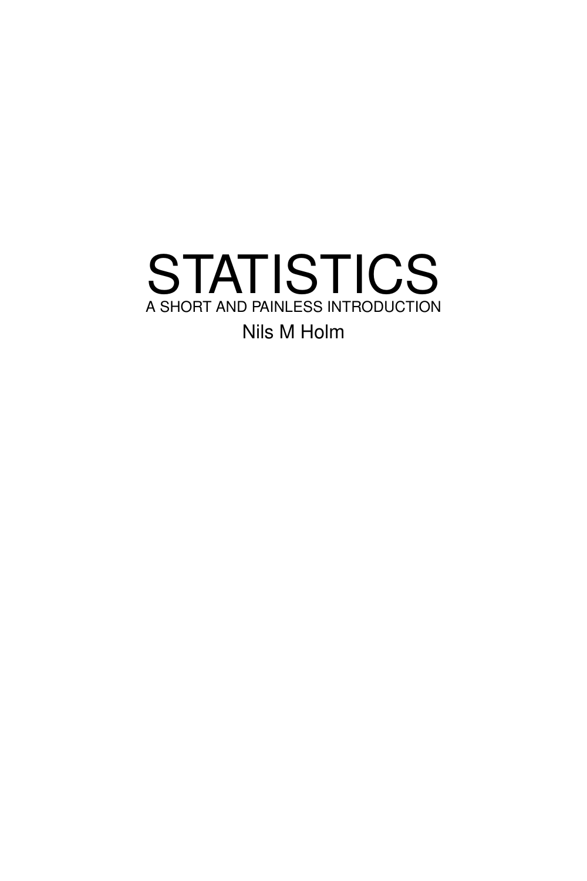# STATISTICS

A SHORT AND PAINLESS INTRODUCTION

Nils M Holm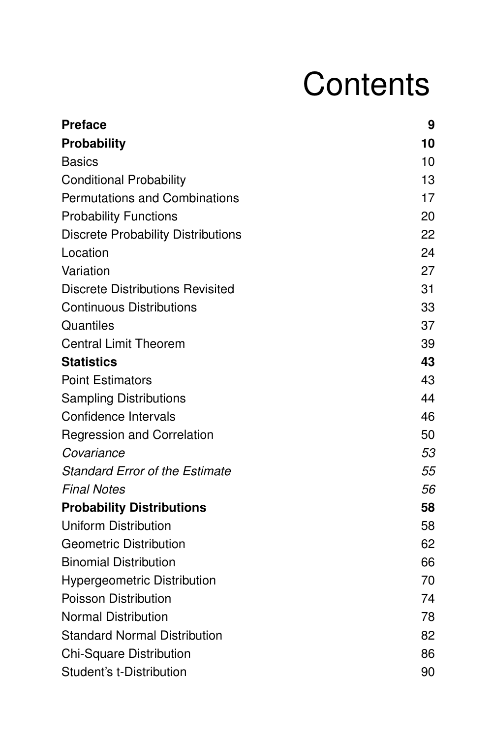# Contents

| | |
|---|---|
| **Preface** | **9** |
| **Probability** | **10** |
| Basics | 10 |
| Conditional Probability | 13 |
| Permutations and Combinations | 17 |
| Probability Functions | 20 |
| Discrete Probability Distributions | 22 |
| Location | 24 |
| Variation | 27 |
| Discrete Distributions Revisited | 31 |
| Continuous Distributions | 33 |
| Quantiles | 37 |
| Central Limit Theorem | 39 |
| **Statistics** | **43** |
| Point Estimators | 43 |
| Sampling Distributions | 44 |
| Confidence Intervals | 46 |
| Regression and Correlation | 50 |
| *Covariance* | *53* |
| *Standard Error of the Estimate* | *55* |
| *Final Notes* | *56* |
| **Probability Distributions** | **58** |
| Uniform Distribution | 58 |
| Geometric Distribution | 62 |
| Binomial Distribution | 66 |
| Hypergeometric Distribution | 70 |
| Poisson Distribution | 74 |
| Normal Distribution | 78 |
| Standard Normal Distribution | 82 |
| Chi-Square Distribution | 86 |
| Student's t-Distribution | 90 |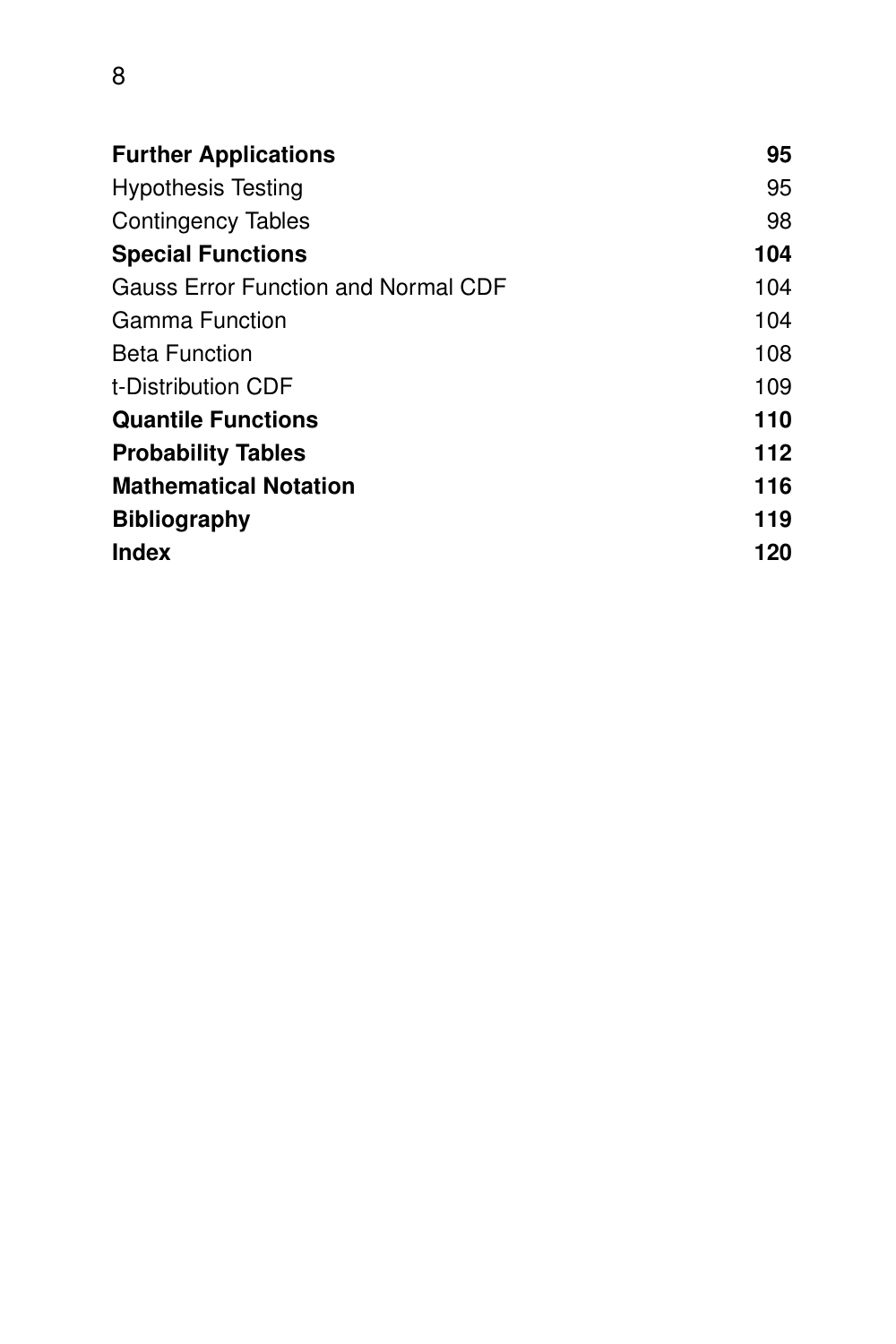| | |
|---|---|
| **Further Applications** | **95** |
| Hypothesis Testing | 95 |
| Contingency Tables | 98 |
| **Special Functions** | **104** |
| Gauss Error Function and Normal CDF | 104 |
| Gamma Function | 104 |
| Beta Function | 108 |
| t-Distribution CDF | 109 |
| **Quantile Functions** | **110** |
| **Probability Tables** | **112** |
| **Mathematical Notation** | **116** |
| **Bibliography** | **119** |
| **Index** | **120** |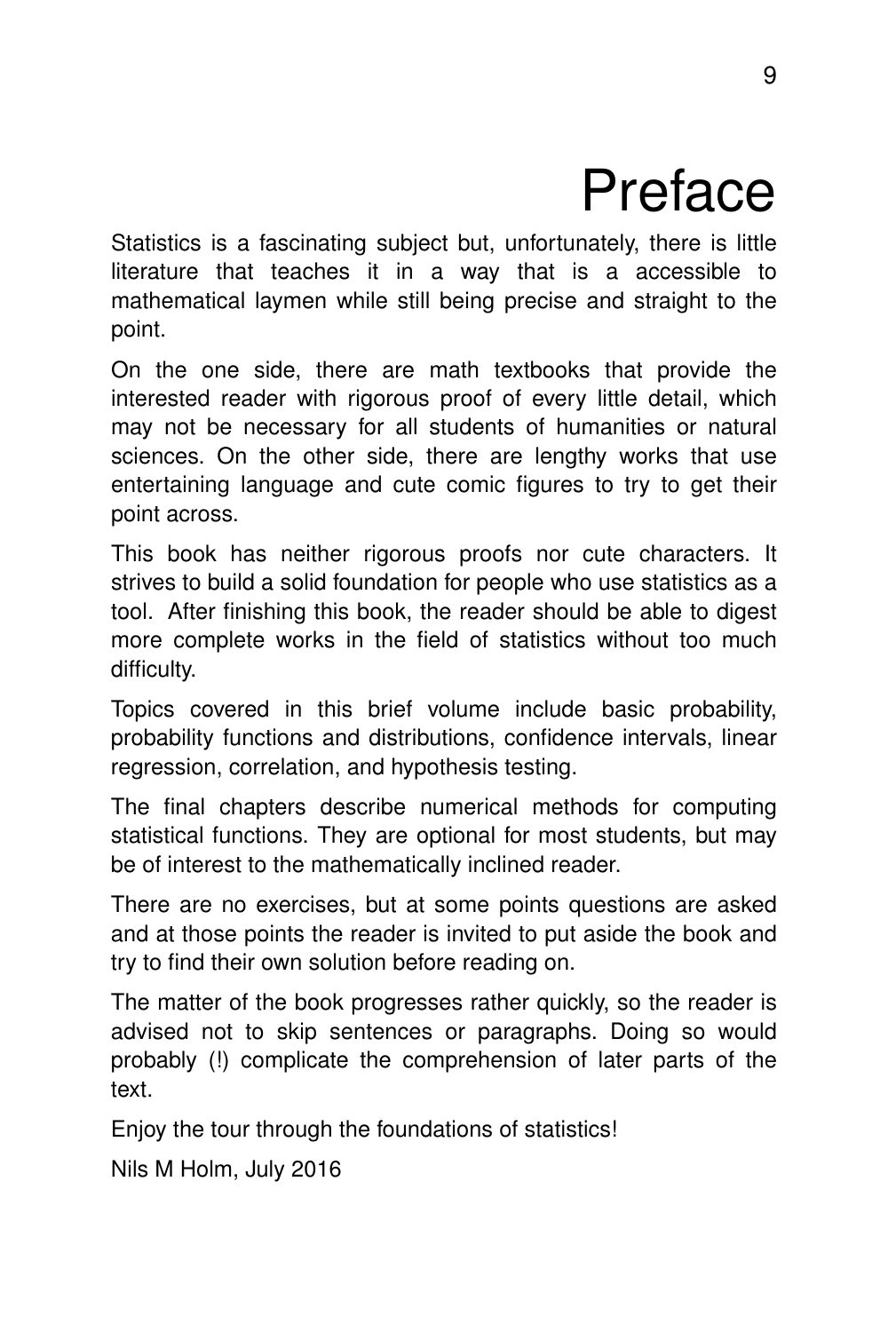# Preface

Statistics is a fascinating subject but, unfortunately, there is little literature that teaches it in a way that is a accessible to mathematical laymen while still being precise and straight to the point.

On the one side, there are math textbooks that provide the interested reader with rigorous proof of every little detail, which may not be necessary for all students of humanities or natural sciences. On the other side, there are lengthy works that use entertaining language and cute comic figures to try to get their point across.

This book has neither rigorous proofs nor cute characters. It strives to build a solid foundation for people who use statistics as a tool. After finishing this book, the reader should be able to digest more complete works in the field of statistics without too much difficulty.

Topics covered in this brief volume include basic probability, probability functions and distributions, confidence intervals, linear regression, correlation, and hypothesis testing.

The final chapters describe numerical methods for computing statistical functions. They are optional for most students, but may be of interest to the mathematically inclined reader.

There are no exercises, but at some points questions are asked and at those points the reader is invited to put aside the book and try to find their own solution before reading on.

The matter of the book progresses rather quickly, so the reader is advised not to skip sentences or paragraphs. Doing so would probably (!) complicate the comprehension of later parts of the text.

Enjoy the tour through the foundations of statistics!

Nils M Holm, July 2016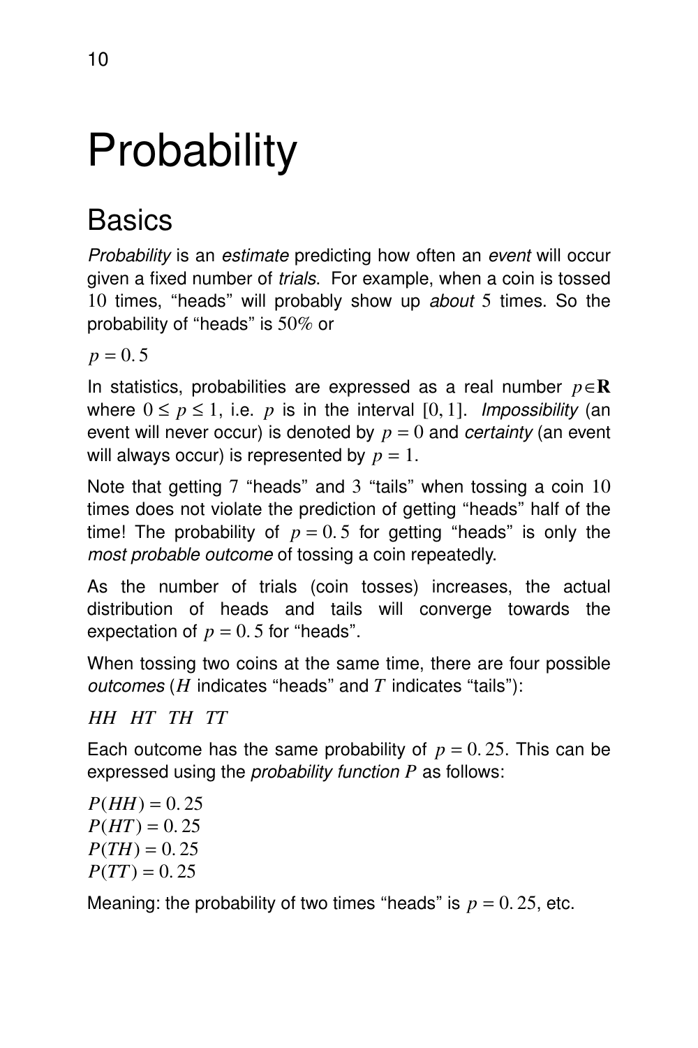# Probability

## Basics

*Probability* is an *estimate* predicting how often an *event* will occur given a fixed number of *trials*. For example, when a coin is tossed $10$ times, "heads" will probably show up *about* $5$ times. So the probability of "heads" is $50\%$ or

$p = 0.5$

In statistics, probabilities are expressed as a real number $p \in \mathbf{R}$ where $0 \le p \le 1$, i.e. $p$ is in the interval $[0, 1]$. *Impossibility* (an event will never occur) is denoted by $p = 0$ and *certainty* (an event will always occur) is represented by $p = 1$.

Note that getting $7$ "heads" and $3$ "tails" when tossing a coin $10$ times does not violate the prediction of getting "heads" half of the time! The probability of $p = 0.5$ for getting "heads" is only the *most probable outcome* of tossing a coin repeatedly.

As the number of trials (coin tosses) increases, the actual distribution of heads and tails will converge towards the expectation of $p = 0.5$ for "heads".

When tossing two coins at the same time, there are four possible *outcomes* ($H$ indicates "heads" and $T$ indicates "tails"):

$HH \quad HT \quad TH \quad TT$

Each outcome has the same probability of $p = 0.25$. This can be expressed using the *probability function* $P$ as follows:

$$P(HH) = 0.25$$
$$P(HT) = 0.25$$
$$P(TH) = 0.25$$
$$P(TT) = 0.25$$

Meaning: the probability of two times "heads" is $p = 0.25$, etc.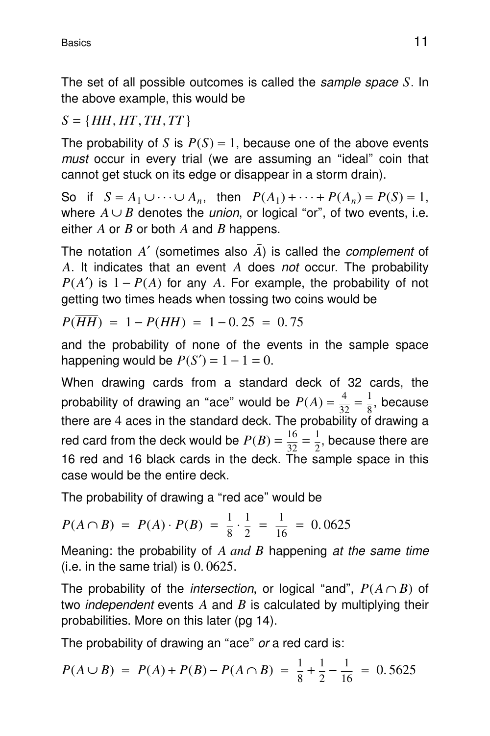The set of all possible outcomes is called the *sample space* $S$. In the above example, this would be

$$S = \{HH, HT, TH, TT\}$$

The probability of $S$ is $P(S) = 1$, because one of the above events *must* occur in every trial (we are assuming an "ideal" coin that cannot get stuck on its edge or disappear in a storm drain).

So if $S = A_1 \cup \cdots \cup A_n$, then $P(A_1) + \cdots + P(A_n) = P(S) = 1$, where $A \cup B$ denotes the *union*, or logical "or", of two events, i.e. either $A$ or $B$ or both $A$ and $B$ happens.

The notation $A'$ (sometimes also $\bar{A}$) is called the *complement* of $A$. It indicates that an event $A$ does *not* occur. The probability $P(A')$ is $1 - P(A)$ for any $A$. For example, the probability of not getting two times heads when tossing two coins would be

$$P(\overline{HH}) = 1 - P(HH) = 1 - 0.25 = 0.75$$

and the probability of none of the events in the sample space happening would be $P(S') = 1 - 1 = 0$.

When drawing cards from a standard deck of 32 cards, the probability of drawing an "ace" would be $P(A) = \frac{4}{32} = \frac{1}{8}$, because there are 4 aces in the standard deck. The probability of drawing a red card from the deck would be $P(B) = \frac{16}{32} = \frac{1}{2}$, because there are 16 red and 16 black cards in the deck. The sample space in this case would be the entire deck.

The probability of drawing a "red ace" would be

$$P(A \cap B) = P(A) \cdot P(B) = \frac{1}{8} \cdot \frac{1}{2} = \frac{1}{16} = 0.0625$$

Meaning: the probability of $A$ *and* $B$ happening *at the same time* (i.e. in the same trial) is $0.0625$.

The probability of the *intersection*, or logical "and", $P(A \cap B)$ of two *independent* events $A$ and $B$ is calculated by multiplying their probabilities. More on this later (pg 14).

The probability of drawing an "ace" *or* a red card is:

$$P(A \cup B) = P(A) + P(B) - P(A \cap B) = \frac{1}{8} + \frac{1}{2} - \frac{1}{16} = 0.5625$$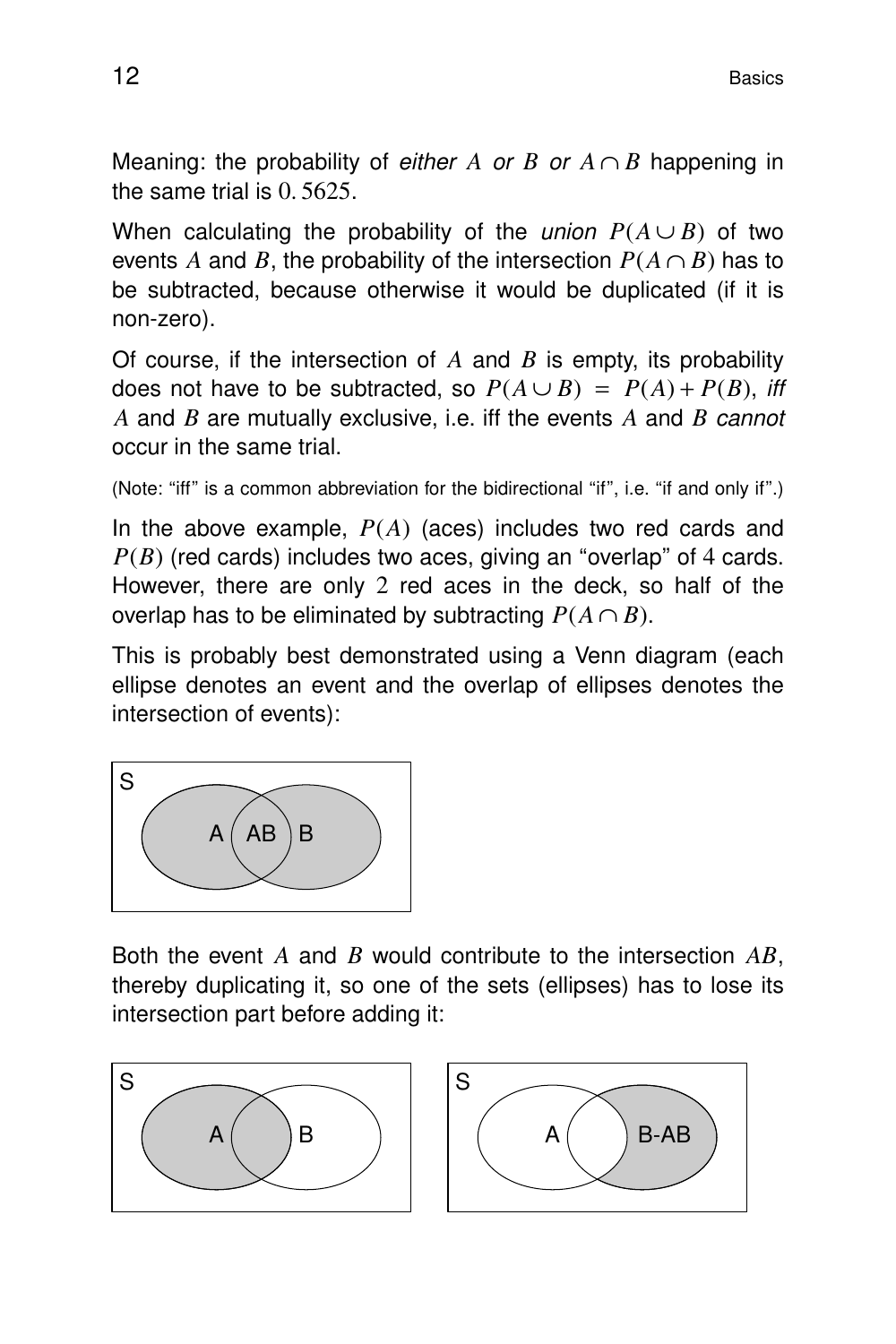Meaning: the probability of *either $A$ or $B$ or $A \cap B$* happening in the same trial is $0.5625$.

When calculating the probability of the *union* $P(A \cup B)$ of two events $A$ and $B$, the probability of the intersection $P(A \cap B)$ has to be subtracted, because otherwise it would be duplicated (if it is non-zero).

Of course, if the intersection of $A$ and $B$ is empty, its probability does not have to be subtracted, so $P(A \cup B) = P(A) + P(B)$, *iff* $A$ and $B$ are mutually exclusive, i.e. iff the events $A$ and $B$ *cannot* occur in the same trial.

(Note: "iff" is a common abbreviation for the bidirectional "if", i.e. "if and only if".)

In the above example, $P(A)$ (aces) includes two red cards and $P(B)$ (red cards) includes two aces, giving an "overlap" of $4$ cards. However, there are only $2$ red aces in the deck, so half of the overlap has to be eliminated by subtracting $P(A \cap B)$.

This is probably best demonstrated using a Venn diagram (each ellipse denotes an event and the overlap of ellipses denotes the intersection of events):

S

A ( AB ) B

Both the event $A$ and $B$ would contribute to the intersection $AB$, thereby duplicating it, so one of the sets (ellipses) has to lose its intersection part before adding it:

S

A ( ) B

S

A ( ) B-AB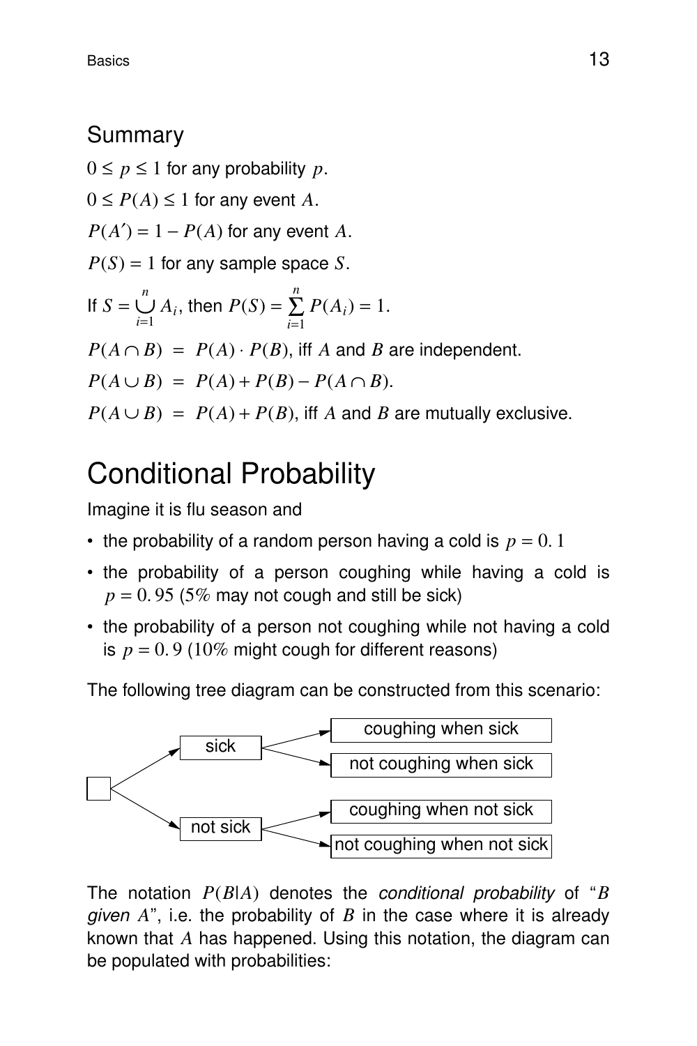## Summary

$0 \leq p \leq 1$ for any probability $p$.

$0 \leq P(A) \leq 1$ for any event $A$.

$P(A') = 1 - P(A)$ for any event $A$.

$P(S) = 1$ for any sample space $S$.

If $S = \bigcup_{i=1}^{n} A_i$, then $P(S) = \sum_{i=1}^{n} P(A_i) = 1$.

$P(A \cap B) = P(A) \cdot P(B)$, iff $A$ and $B$ are independent.

$P(A \cup B) = P(A) + P(B) - P(A \cap B)$.

$P(A \cup B) = P(A) + P(B)$, iff $A$ and $B$ are mutually exclusive.

# Conditional Probability

Imagine it is flu season and

- the probability of a random person having a cold is $p = 0.1$
- the probability of a person coughing while having a cold is $p = 0.95$ ($5\%$ may not cough and still be sick)
- the probability of a person not coughing while not having a cold is $p = 0.9$ ($10\%$ might cough for different reasons)

The following tree diagram can be constructed from this scenario:

- sick
  - coughing when sick
  - not coughing when sick
- not sick
  - coughing when not sick
  - not coughing when not sick

The notation $P(B|A)$ denotes the *conditional probability* of "$B$ *given* $A$", i.e. the probability of $B$ in the case where it is already known that $A$ has happened. Using this notation, the diagram can be populated with probabilities: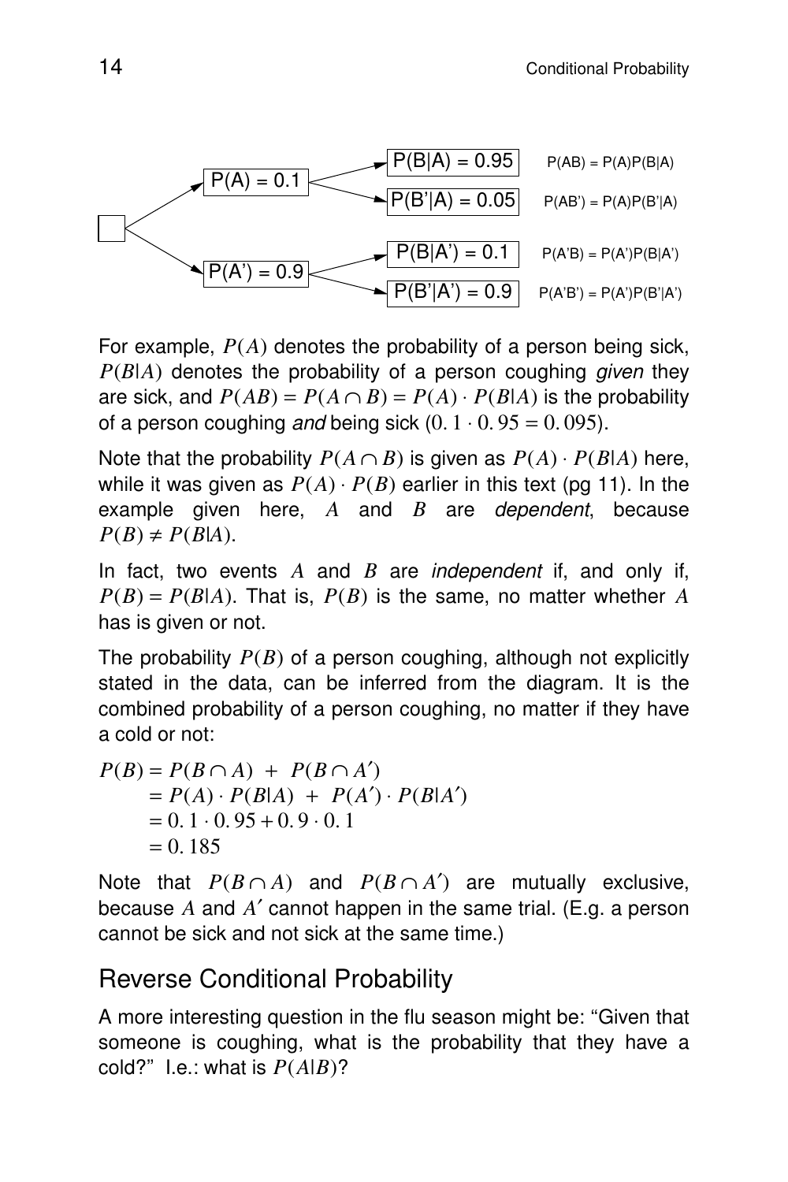$P(A) = 0.1$
- $P(B|A) = 0.95$ — $P(AB) = P(A)P(B|A)$
- $P(B'|A) = 0.05$ — $P(AB') = P(A)P(B'|A)$

$P(A') = 0.9$
- $P(B|A') = 0.1$ — $P(A'B) = P(A')P(B|A')$
- $P(B'|A') = 0.9$ — $P(A'B') = P(A')P(B'|A')$

For example, $P(A)$ denotes the probability of a person being sick, $P(B|A)$ denotes the probability of a person coughing *given* they are sick, and $P(AB) = P(A \cap B) = P(A) \cdot P(B|A)$ is the probability of a person coughing *and* being sick ($0.1 \cdot 0.95 = 0.095$).

Note that the probability $P(A \cap B)$ is given as $P(A) \cdot P(B|A)$ here, while it was given as $P(A) \cdot P(B)$ earlier in this text (pg 11). In the example given here, $A$ and $B$ are *dependent*, because $P(B) \neq P(B|A)$.

In fact, two events $A$ and $B$ are *independent* if, and only if, $P(B) = P(B|A)$. That is, $P(B)$ is the same, no matter whether $A$ has is given or not.

The probability $P(B)$ of a person coughing, although not explicitly stated in the data, can be inferred from the diagram. It is the combined probability of a person coughing, no matter if they have a cold or not:

$$
\begin{aligned}
P(B) &= P(B \cap A) \ + \ P(B \cap A') \\
&= P(A) \cdot P(B|A) \ + \ P(A') \cdot P(B|A') \\
&= 0.1 \cdot 0.95 + 0.9 \cdot 0.1 \\
&= 0.185
\end{aligned}
$$

Note that $P(B \cap A)$ and $P(B \cap A')$ are mutually exclusive, because $A$ and $A'$ cannot happen in the same trial. (E.g. a person cannot be sick and not sick at the same time.)

## Reverse Conditional Probability

A more interesting question in the flu season might be: “Given that someone is coughing, what is the probability that they have a cold?” I.e.: what is $P(A|B)$?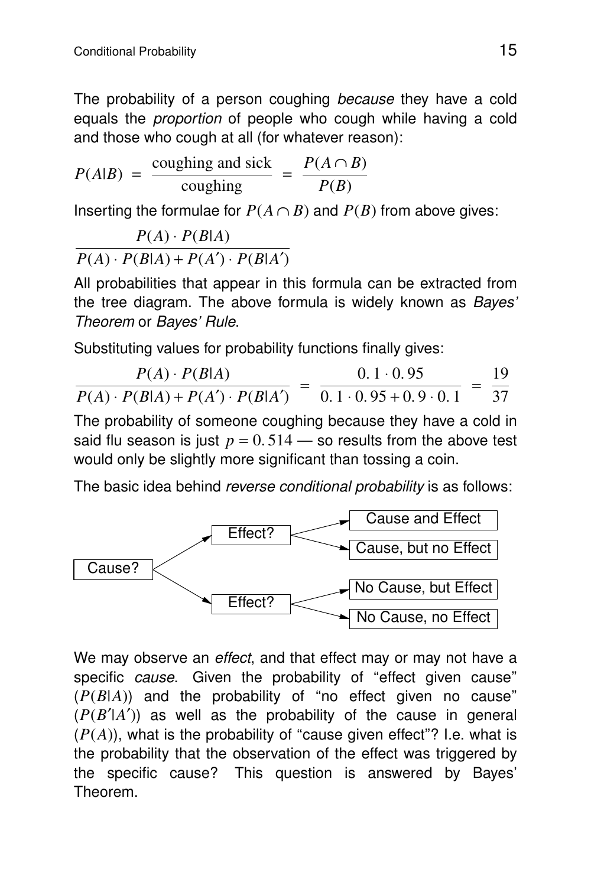The probability of a person coughing *because* they have a cold equals the *proportion* of people who cough while having a cold and those who cough at all (for whatever reason):

$$P(A|B) = \frac{\text{coughing and sick}}{\text{coughing}} = \frac{P(A \cap B)}{P(B)}$$

Inserting the formulae for $P(A \cap B)$ and $P(B)$ from above gives:

$$\frac{P(A) \cdot P(B|A)}{P(A) \cdot P(B|A) + P(A') \cdot P(B|A')}$$

All probabilities that appear in this formula can be extracted from the tree diagram. The above formula is widely known as *Bayes' Theorem* or *Bayes' Rule*.

Substituting values for probability functions finally gives:

$$\frac{P(A) \cdot P(B|A)}{P(A) \cdot P(B|A) + P(A') \cdot P(B|A')} = \frac{0.1 \cdot 0.95}{0.1 \cdot 0.95 + 0.9 \cdot 0.1} = \frac{19}{37}$$

The probability of someone coughing because they have a cold in said flu season is just $p = 0.514$ — so results from the above test would only be slightly more significant than tossing a coin.

The basic idea behind *reverse conditional probability* is as follows:

```
                         ┌─> Cause and Effect
           ┌─> Effect? ──┤
           │             └─> Cause, but no Effect
Cause? ────┤
           │             ┌─> No Cause, but Effect
           └─> Effect? ──┤
                         └─> No Cause, no Effect
```

We may observe an *effect*, and that effect may or may not have a specific *cause*. Given the probability of "effect given cause" ($P(B|A)$) and the probability of "no effect given no cause" ($P(B'|A')$) as well as the probability of the cause in general ($P(A)$), what is the probability of "cause given effect"? I.e. what is the probability that the observation of the effect was triggered by the specific cause? This question is answered by Bayes' Theorem.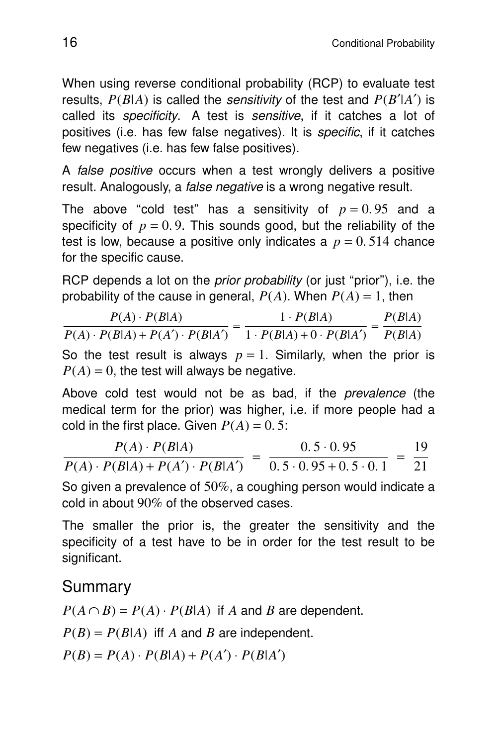When using reverse conditional probability (RCP) to evaluate test results, $P(B|A)$ is called the *sensitivity* of the test and $P(B'|A')$ is called its *specificity*. A test is *sensitive*, if it catches a lot of positives (i.e. has few false negatives). It is *specific*, if it catches few negatives (i.e. has few false positives).

A *false positive* occurs when a test wrongly delivers a positive result. Analogously, a *false negative* is a wrong negative result.

The above "cold test" has a sensitivity of $p = 0.95$ and a specificity of $p = 0.9$. This sounds good, but the reliability of the test is low, because a positive only indicates a $p = 0.514$ chance for the specific cause.

RCP depends a lot on the *prior probability* (or just "prior"), i.e. the probability of the cause in general, $P(A)$. When $P(A) = 1$, then

$$\frac{P(A) \cdot P(B|A)}{P(A) \cdot P(B|A) + P(A') \cdot P(B|A')} = \frac{1 \cdot P(B|A)}{1 \cdot P(B|A) + 0 \cdot P(B|A')} = \frac{P(B|A)}{P(B|A)}$$

So the test result is always $p = 1$. Similarly, when the prior is $P(A) = 0$, the test will always be negative.

Above cold test would not be as bad, if the *prevalence* (the medical term for the prior) was higher, i.e. if more people had a cold in the first place. Given $P(A) = 0.5$:

$$\frac{P(A) \cdot P(B|A)}{P(A) \cdot P(B|A) + P(A') \cdot P(B|A')} = \frac{0.5 \cdot 0.95}{0.5 \cdot 0.95 + 0.5 \cdot 0.1} = \frac{19}{21}$$

So given a prevalence of $50\%$, a coughing person would indicate a cold in about $90\%$ of the observed cases.

The smaller the prior is, the greater the sensitivity and the specificity of a test have to be in order for the test result to be significant.

## Summary

$P(A \cap B) = P(A) \cdot P(B|A)$ if $A$ and $B$ are dependent.

$P(B) = P(B|A)$ iff $A$ and $B$ are independent.

$P(B) = P(A) \cdot P(B|A) + P(A') \cdot P(B|A')$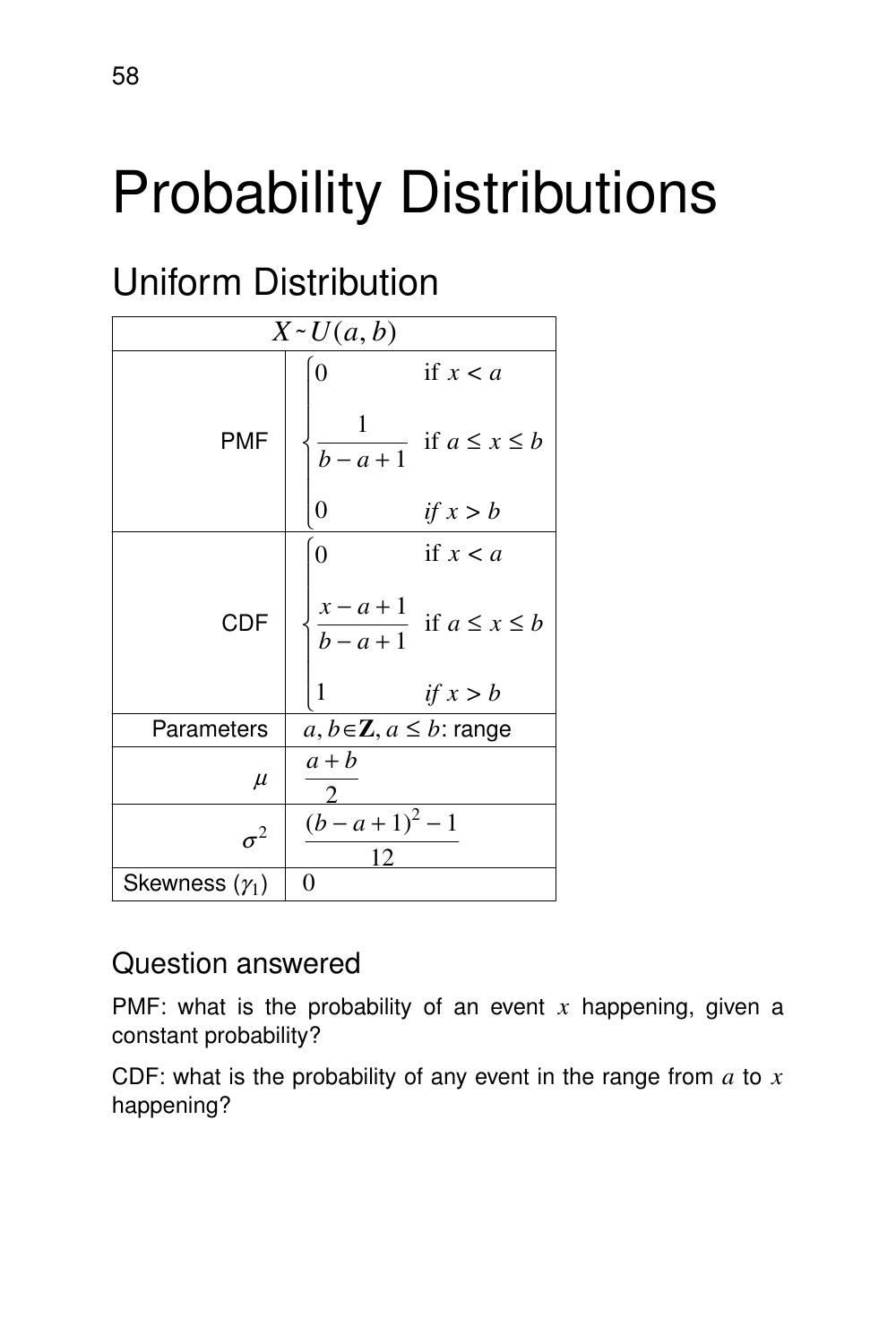# Probability Distributions

## Uniform Distribution

| $X \sim U(a,b)$ | |
|---|---|
| PMF | $\begin{cases} 0 & \text{if } x < a \\ \dfrac{1}{b-a+1} & \text{if } a \le x \le b \\ 0 & \textit{if } x > b \end{cases}$ |
| CDF | $\begin{cases} 0 & \text{if } x < a \\ \dfrac{x-a+1}{b-a+1} & \text{if } a \le x \le b \\ 1 & \textit{if } x > b \end{cases}$ |
| Parameters | $a, b \in \mathbf{Z}, a \le b$: range |
| $\mu$ | $\dfrac{a+b}{2}$ |
| $\sigma^2$ | $\dfrac{(b-a+1)^2-1}{12}$ |
| Skewness ($\gamma_1$) | $0$ |

### Question answered

PMF: what is the probability of an event $x$ happening, given a constant probability?

CDF: what is the probability of any event in the range from $a$ to $x$ happening?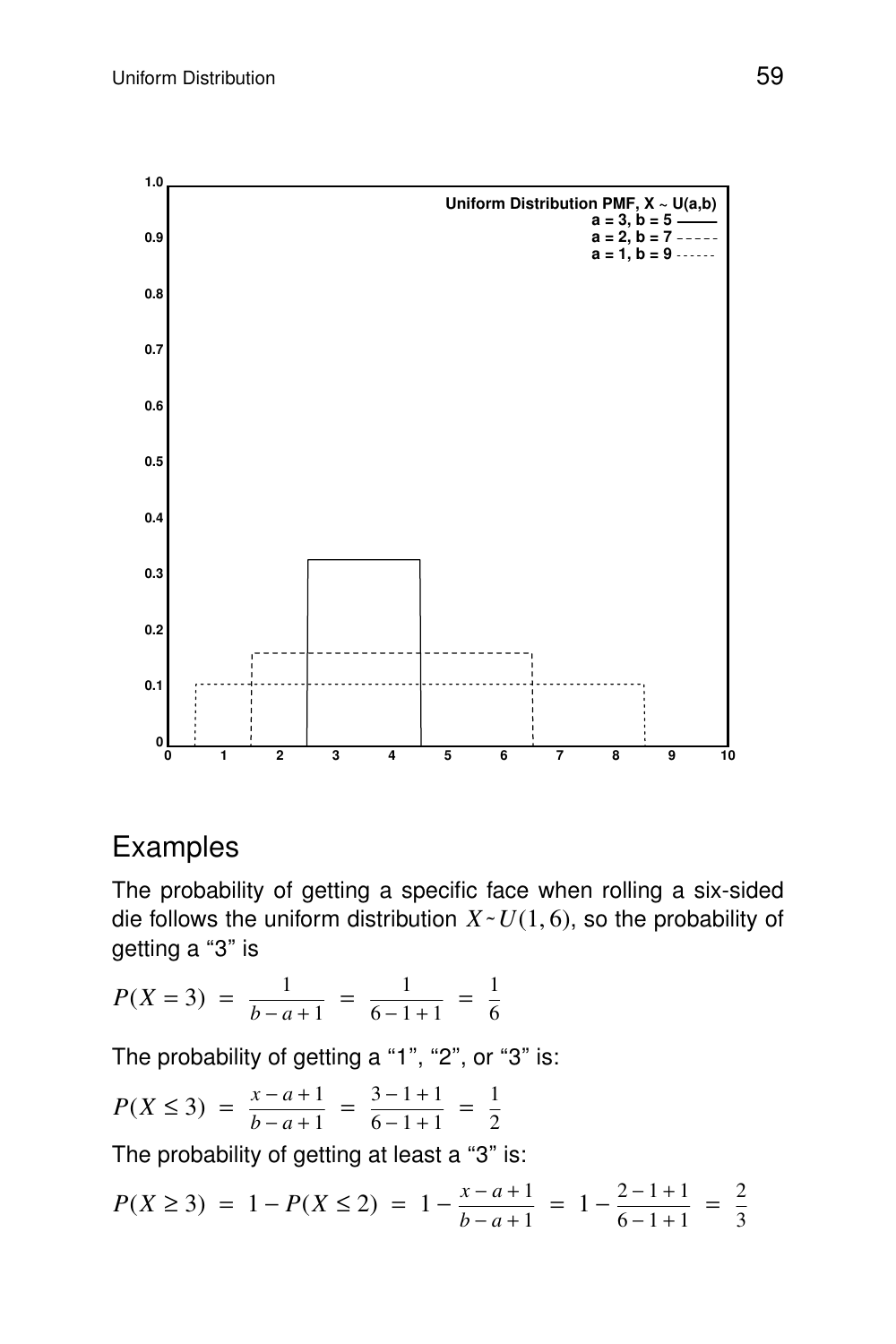## Examples

The probability of getting a specific face when rolling a six-sided die follows the uniform distribution $X \sim U(1, 6)$, so the probability of getting a "3" is

$$P(X = 3) = \frac{1}{b - a + 1} = \frac{1}{6 - 1 + 1} = \frac{1}{6}$$

The probability of getting a "1", "2", or "3" is:

$$P(X \leq 3) = \frac{x - a + 1}{b - a + 1} = \frac{3 - 1 + 1}{6 - 1 + 1} = \frac{1}{2}$$

The probability of getting at least a "3" is:

$$P(X \geq 3) = 1 - P(X \leq 2) = 1 - \frac{x - a + 1}{b - a + 1} = 1 - \frac{2 - 1 + 1}{6 - 1 + 1} = \frac{2}{3}$$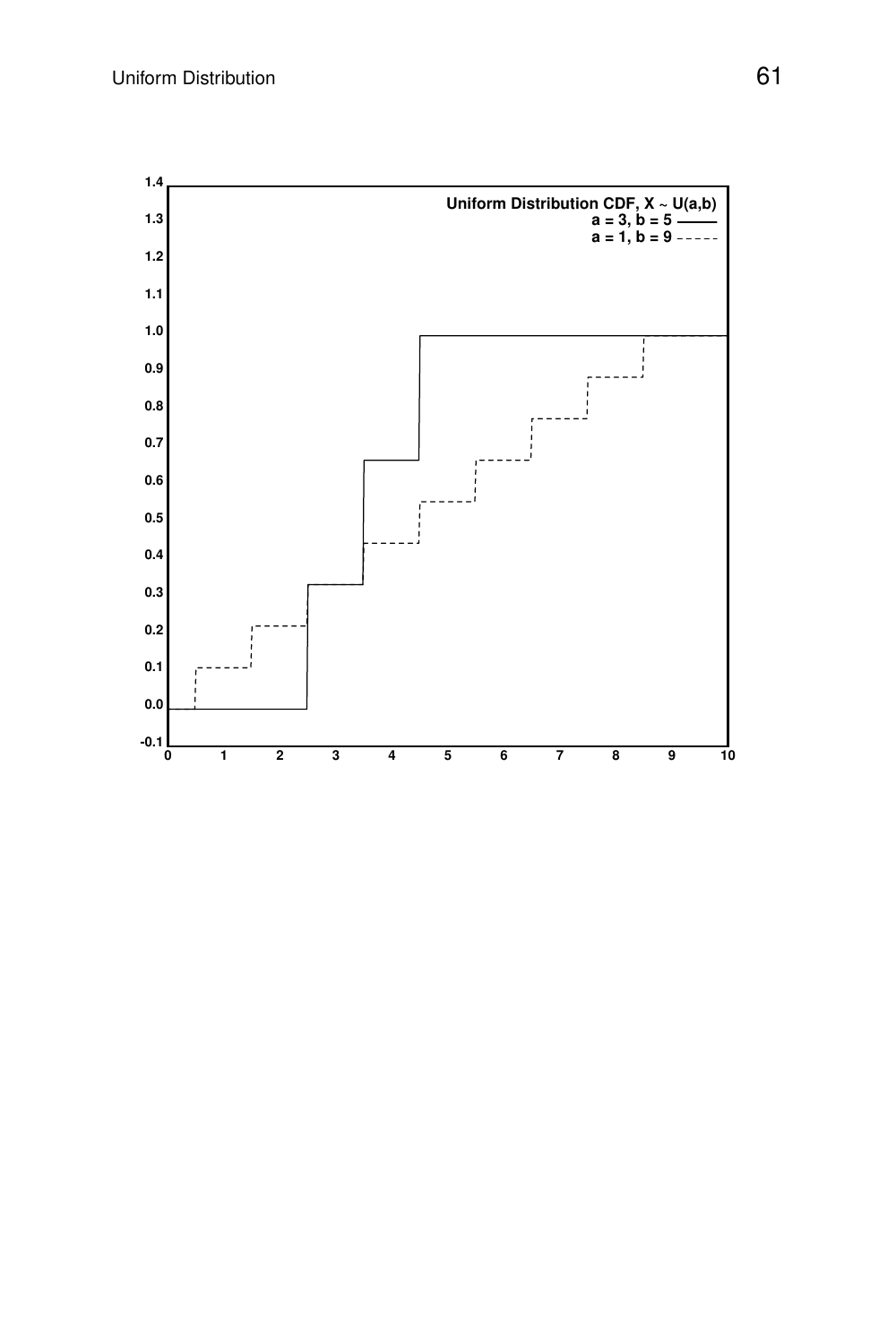Uniform Distribution CDF, X ~ U(a,b)

a = 3, b = 5

a = 1, b = 9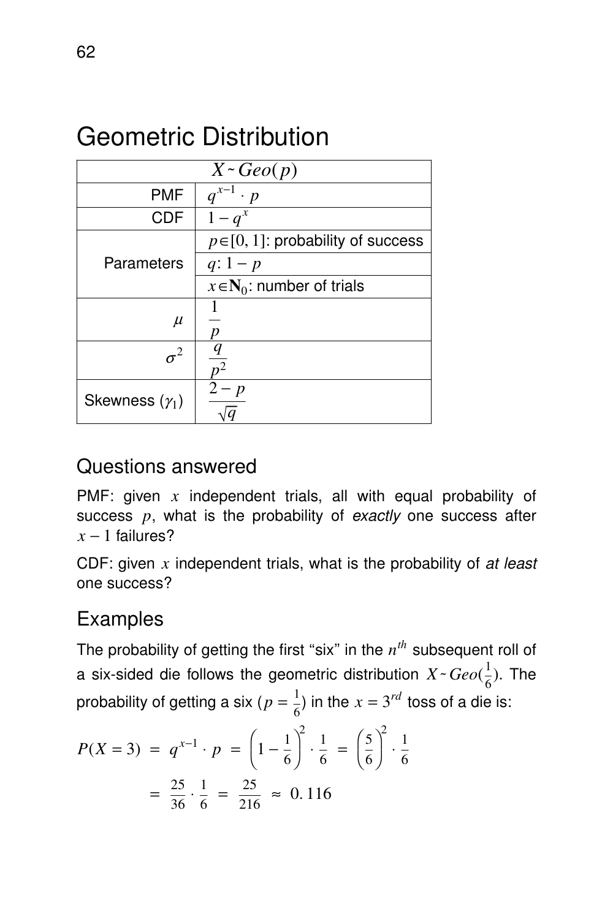# Geometric Distribution

| $X \sim Geo(p)$ | |
|---|---|
| PMF | $q^{x-1} \cdot p$ |
| CDF | $1 - q^x$ |
| Parameters | $p \in [0, 1]$: probability of success |
| | $q$: $1 - p$ |
| | $x \in \mathbf{N}_0$: number of trials |
| $\mu$ | $\frac{1}{p}$ |
| $\sigma^2$ | $\frac{q}{p^2}$ |
| Skewness ($\gamma_1$) | $\frac{2-p}{\sqrt{q}}$ |

## Questions answered

PMF: given $x$ independent trials, all with equal probability of success $p$, what is the probability of *exactly* one success after $x - 1$ failures?

CDF: given $x$ independent trials, what is the probability of *at least* one success?

## Examples

The probability of getting the first "six" in the $n^{th}$ subsequent roll of a six-sided die follows the geometric distribution $X \sim Geo(\frac{1}{6})$. The probability of getting a six ($p = \frac{1}{6}$) in the $x = 3^{rd}$ toss of a die is:

$$P(X = 3) = q^{x-1} \cdot p = \left(1 - \frac{1}{6}\right)^2 \cdot \frac{1}{6} = \left(\frac{5}{6}\right)^2 \cdot \frac{1}{6}$$

$$= \frac{25}{36} \cdot \frac{1}{6} = \frac{25}{216} \approx 0.116$$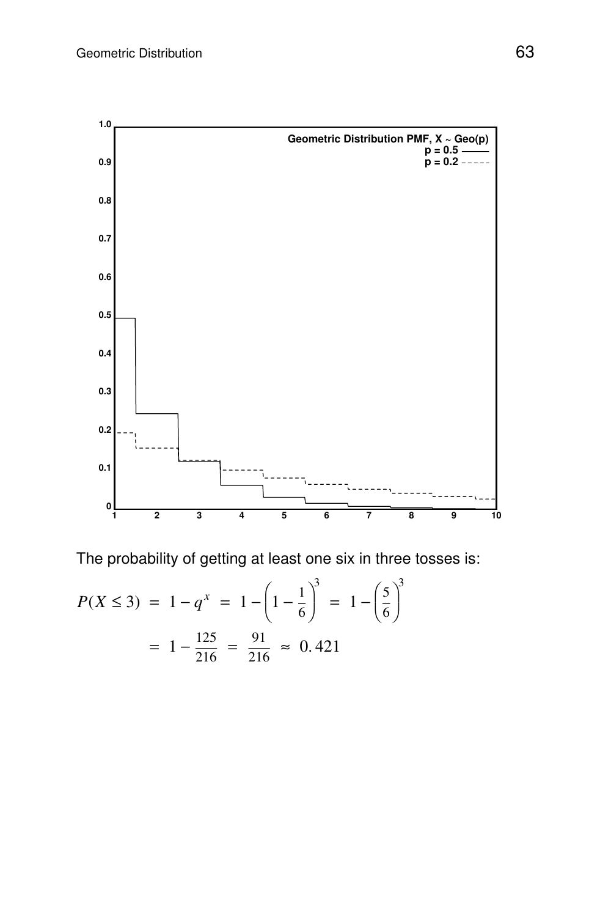The probability of getting at least one six in three tosses is:

$$P(X \le 3) \;=\; 1 - q^{x} \;=\; 1 - \left(1 - \frac{1}{6}\right)^{3} \;=\; 1 - \left(\frac{5}{6}\right)^{3}$$

$$= \; 1 - \frac{125}{216} \;=\; \frac{91}{216} \;\approx\; 0.421$$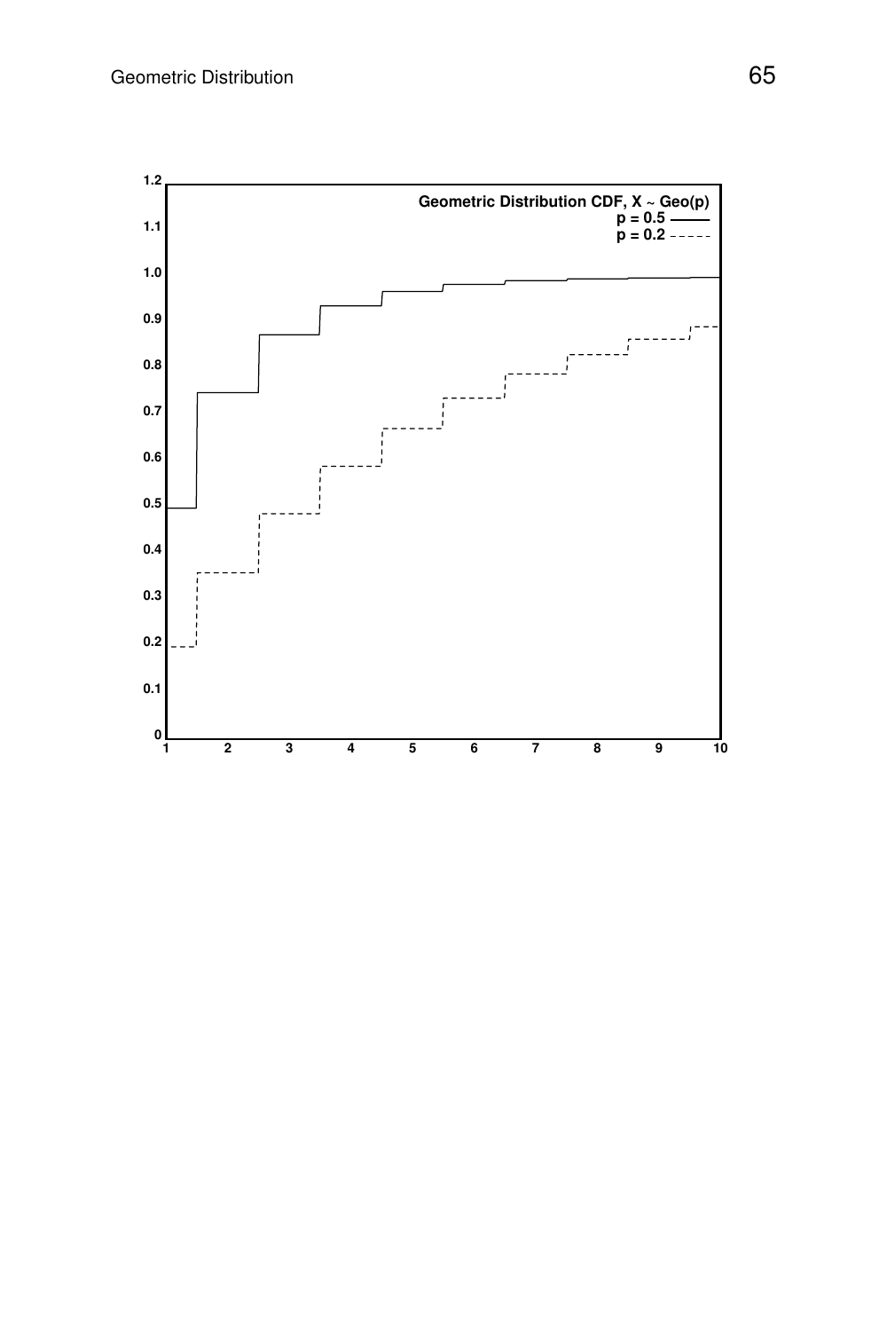**Geometric Distribution CDF, X ~ Geo(p)**

p = 0.5 ——

p = 0.2 - - - - -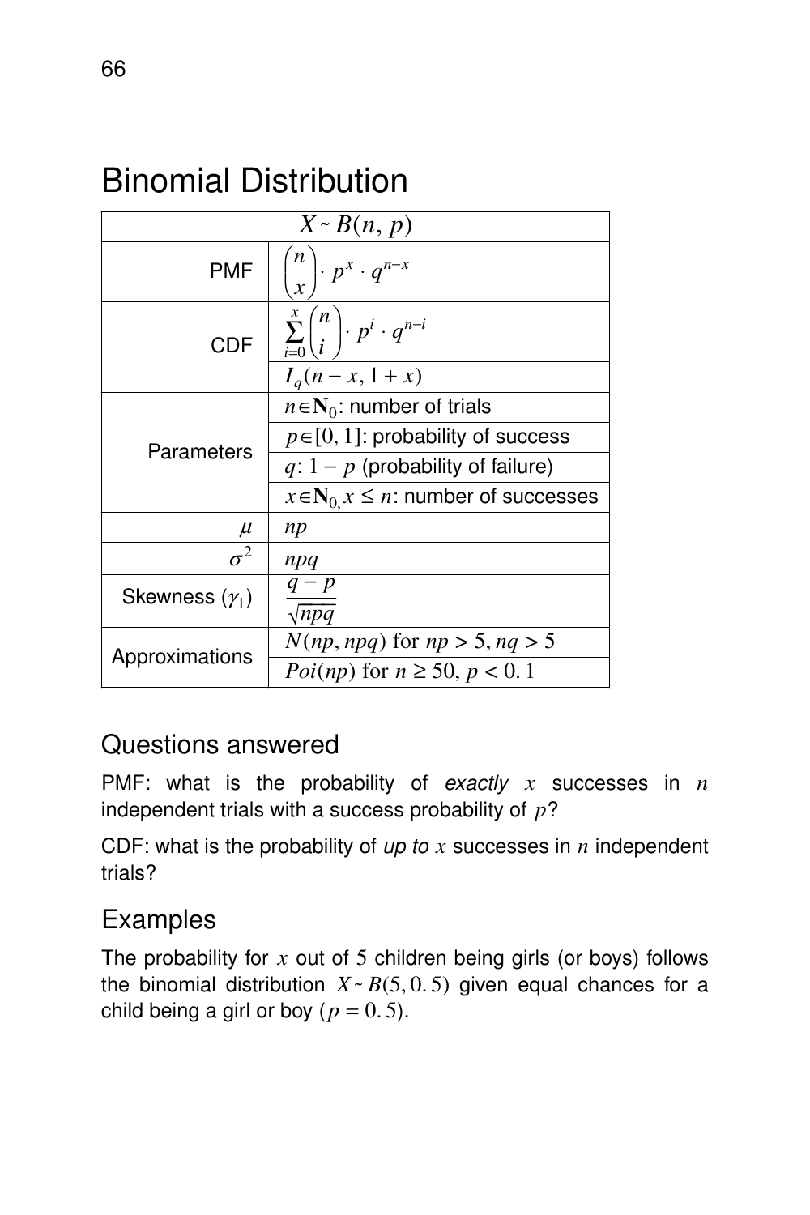# Binomial Distribution

| $X \sim B(n, p)$ | |
|---|---|
| PMF | $\binom{n}{x} \cdot p^x \cdot q^{n-x}$ |
| CDF | $\sum_{i=0}^{x} \binom{n}{i} \cdot p^i \cdot q^{n-i}$ |
| | $I_q(n-x, 1+x)$ |
| Parameters | $n \in \mathbf{N}_0$: number of trials |
| | $p \in [0, 1]$: probability of success |
| | $q$: $1 - p$ (probability of failure) |
| | $x \in \mathbf{N}_{0,} x \leq n$: number of successes |
| $\mu$ | $np$ |
| $\sigma^2$ | $npq$ |
| Skewness ($\gamma_1$) | $\frac{q - p}{\sqrt{npq}}$ |
| Approximations | $N(np, npq)$ for $np > 5, nq > 5$ |
| | $Poi(np)$ for $n \geq 50, p < 0.1$ |

## Questions answered

PMF: what is the probability of *exactly* $x$ successes in $n$ independent trials with a success probability of $p$?

CDF: what is the probability of *up to* $x$ successes in $n$ independent trials?

## Examples

The probability for $x$ out of 5 children being girls (or boys) follows the binomial distribution $X \sim B(5, 0.5)$ given equal chances for a child being a girl or boy ($p = 0.5$).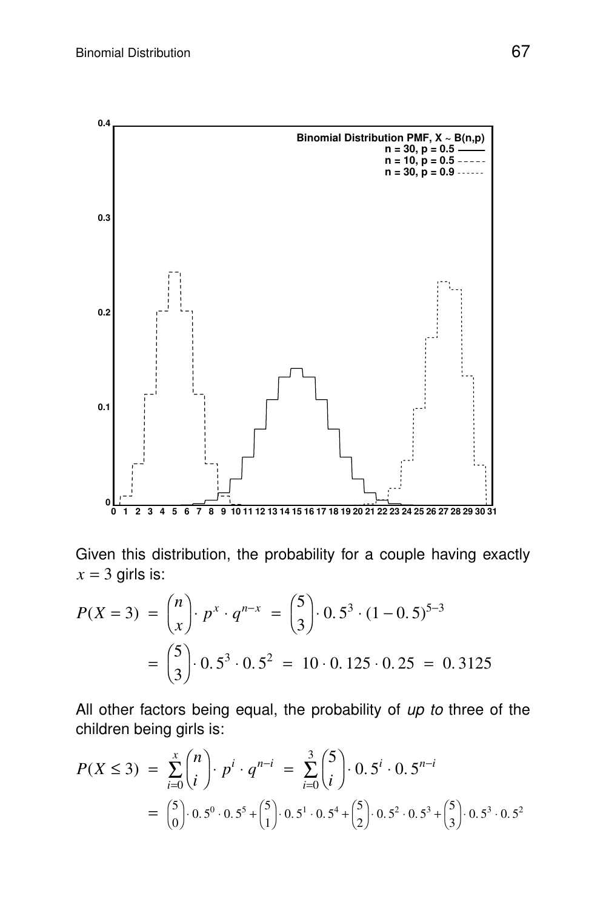Given this distribution, the probability for a couple having exactly $x = 3$ girls is:

$$P(X = 3) = \binom{n}{x} \cdot p^x \cdot q^{n-x} = \binom{5}{3} \cdot 0.5^3 \cdot (1 - 0.5)^{5-3}$$

$$= \binom{5}{3} \cdot 0.5^3 \cdot 0.5^2 = 10 \cdot 0.125 \cdot 0.25 = 0.3125$$

All other factors being equal, the probability of *up to* three of the children being girls is:

$$P(X \leq 3) = \sum_{i=0}^{x} \binom{n}{i} \cdot p^i \cdot q^{n-i} = \sum_{i=0}^{3} \binom{5}{i} \cdot 0.5^i \cdot 0.5^{n-i}$$

$$= \binom{5}{0} \cdot 0.5^0 \cdot 0.5^5 + \binom{5}{1} \cdot 0.5^1 \cdot 0.5^4 + \binom{5}{2} \cdot 0.5^2 \cdot 0.5^3 + \binom{5}{3} \cdot 0.5^3 \cdot 0.5^2$$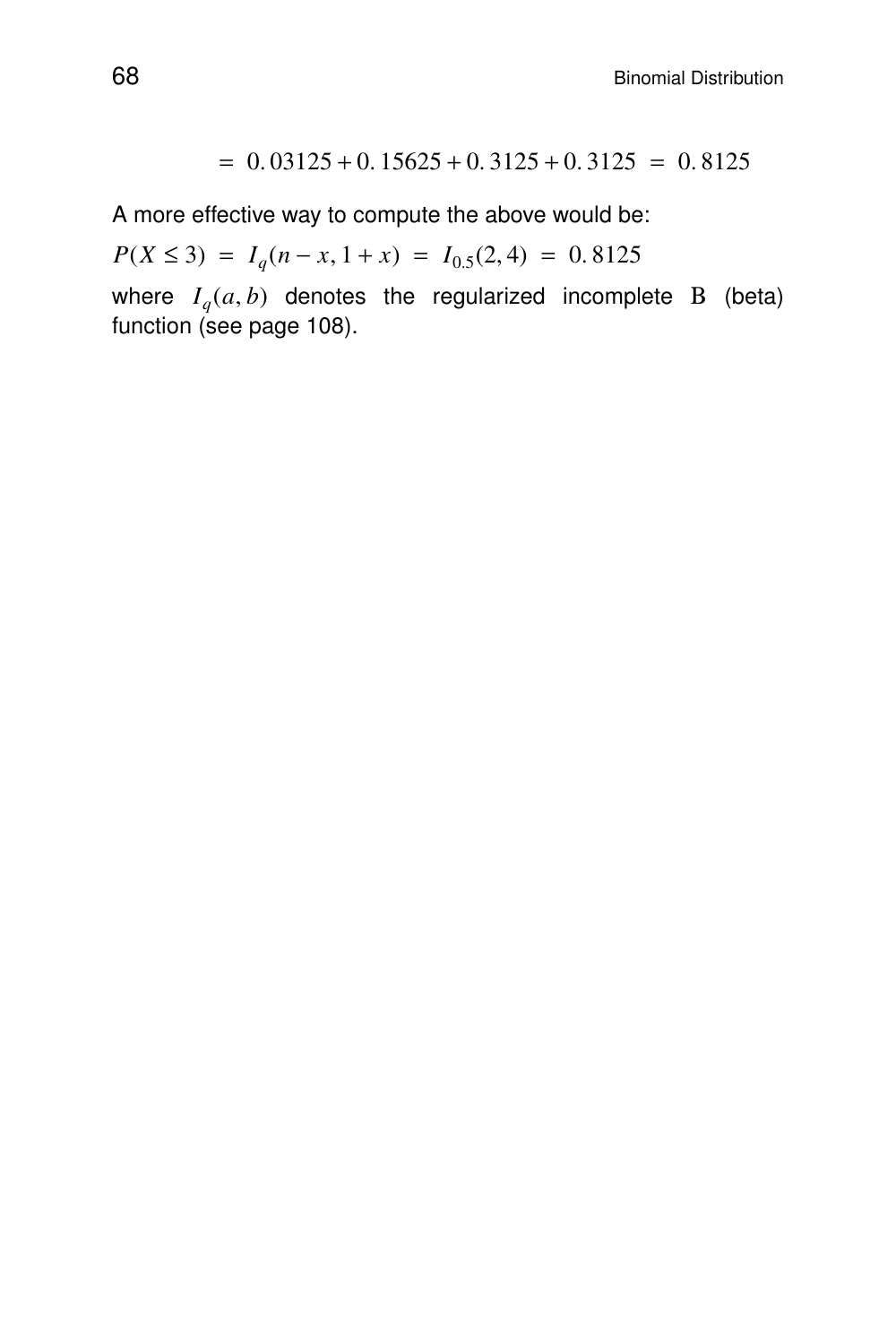$$= 0.03125 + 0.15625 + 0.3125 + 0.3125 = 0.8125$$

A more effective way to compute the above would be:

$$P(X \leq 3) = I_q(n-x, 1+x) = I_{0.5}(2, 4) = 0.8125$$

where $I_q(a, b)$ denotes the regularized incomplete $\mathrm{B}$ (beta) function (see page 108).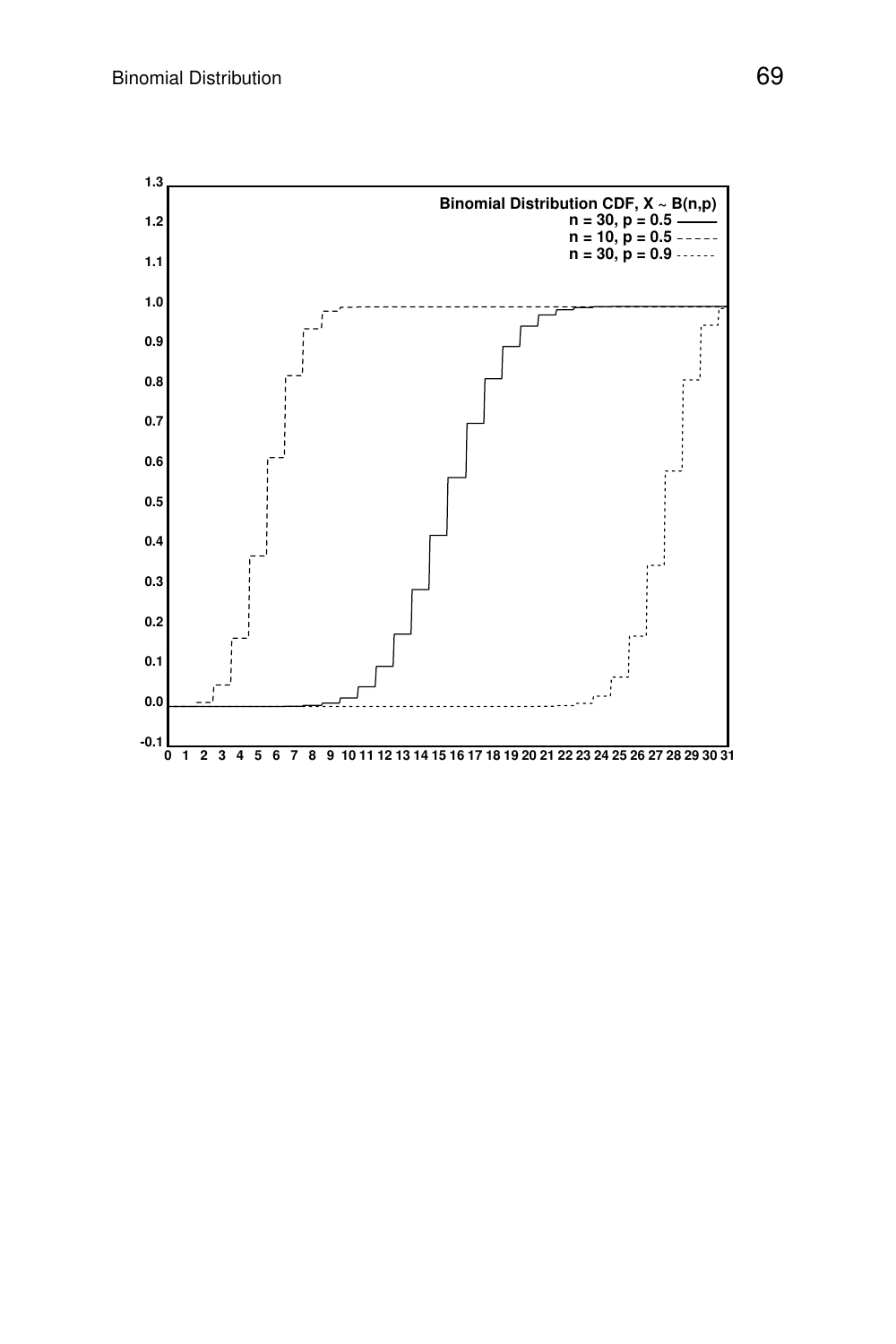**Binomial Distribution CDF, X ~ B(n,p)**

n = 30, p = 0.5 ———

n = 10, p = 0.5 - - - - -

n = 30, p = 0.9 - - - - - -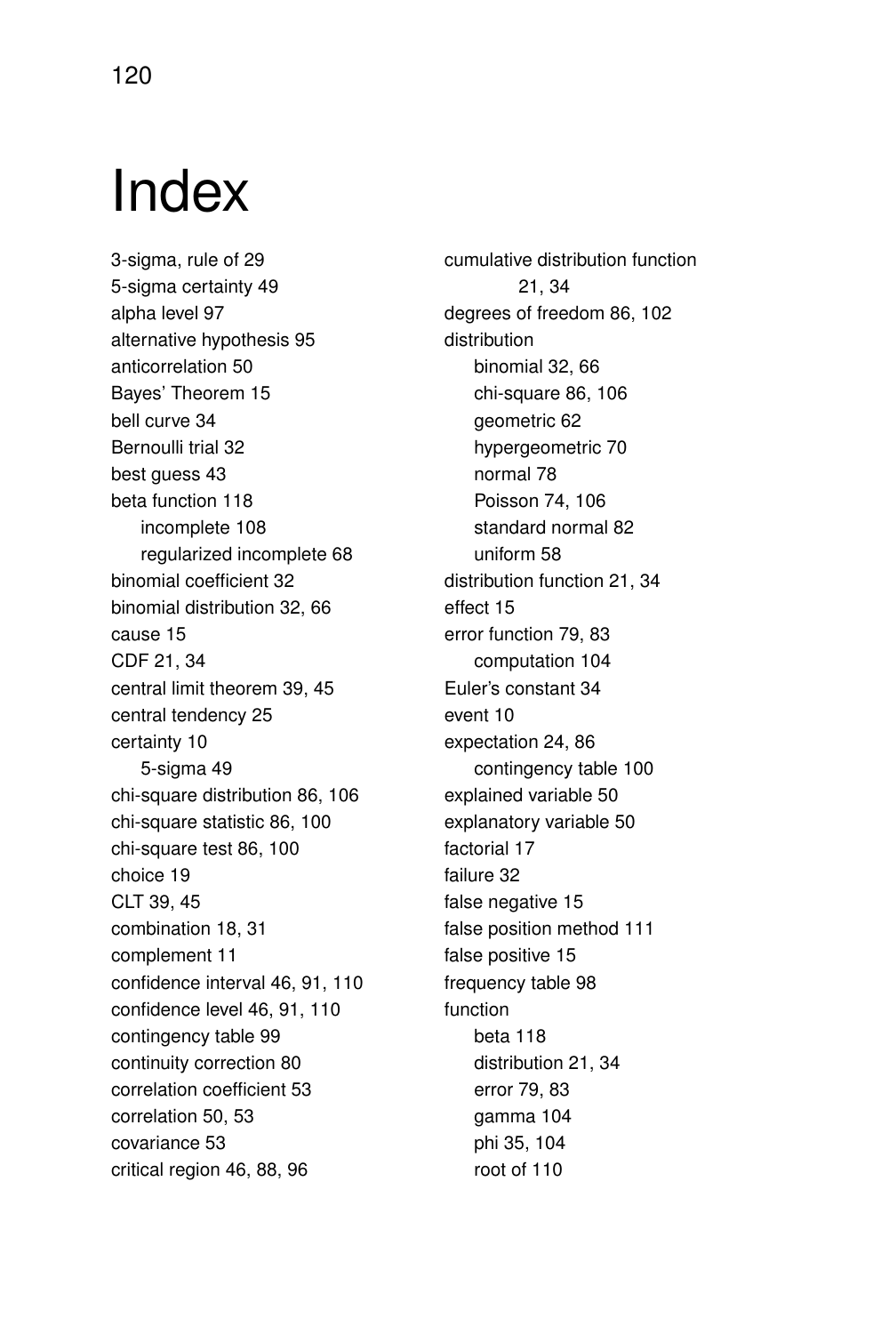# Index

3-sigma, rule of 29
5-sigma certainty 49
alpha level 97
alternative hypothesis 95
anticorrelation 50
Bayes' Theorem 15
bell curve 34
Bernoulli trial 32
best guess 43
beta function 118
- incomplete 108
- regularized incomplete 68

binomial coefficient 32
binomial distribution 32, 66
cause 15
CDF 21, 34
central limit theorem 39, 45
central tendency 25
certainty 10
- 5-sigma 49

chi-square distribution 86, 106
chi-square statistic 86, 100
chi-square test 86, 100
choice 19
CLT 39, 45
combination 18, 31
complement 11
confidence interval 46, 91, 110
confidence level 46, 91, 110
contingency table 99
continuity correction 80
correlation coefficient 53
correlation 50, 53
covariance 53
critical region 46, 88, 96
cumulative distribution function 21, 34
degrees of freedom 86, 102
distribution
- binomial 32, 66
- chi-square 86, 106
- geometric 62
- hypergeometric 70
- normal 78
- Poisson 74, 106
- standard normal 82
- uniform 58

distribution function 21, 34
effect 15
error function 79, 83
- computation 104

Euler's constant 34
event 10
expectation 24, 86
- contingency table 100

explained variable 50
explanatory variable 50
factorial 17
failure 32
false negative 15
false position method 111
false positive 15
frequency table 98
function
- beta 118
- distribution 21, 34
- error 79, 83
- gamma 104
- phi 35, 104
- root of 110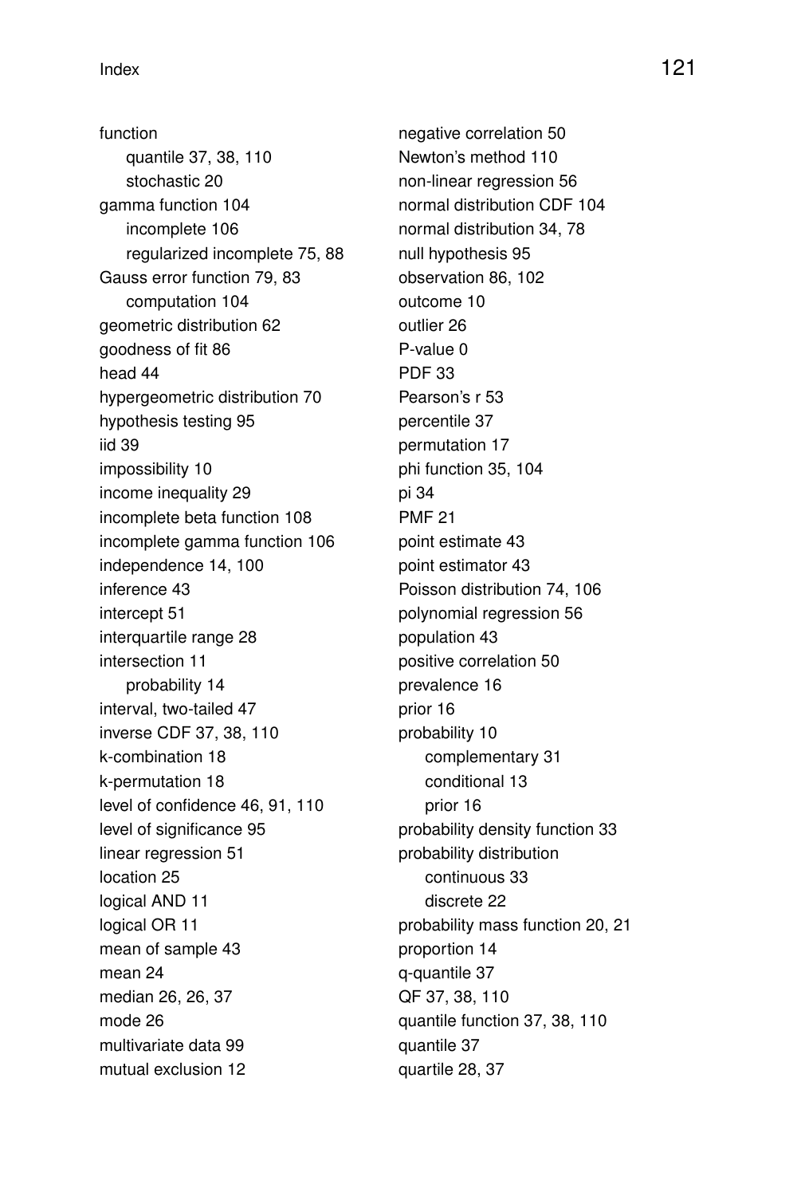function
  - quantile 37, 38, 110
  - stochastic 20

gamma function 104
  - incomplete 106
  - regularized incomplete 75, 88

Gauss error function 79, 83
  - computation 104

geometric distribution 62
goodness of fit 86
head 44
hypergeometric distribution 70
hypothesis testing 95
iid 39
impossibility 10
income inequality 29
incomplete beta function 108
incomplete gamma function 106
independence 14, 100
inference 43
intercept 51
interquartile range 28
intersection 11
  - probability 14

interval, two-tailed 47
inverse CDF 37, 38, 110
k-combination 18
k-permutation 18
level of confidence 46, 91, 110
level of significance 95
linear regression 51
location 25
logical AND 11
logical OR 11
mean of sample 43
mean 24
median 26, 26, 37
mode 26
multivariate data 99
mutual exclusion 12
negative correlation 50
Newton's method 110
non-linear regression 56
normal distribution CDF 104
normal distribution 34, 78
null hypothesis 95
observation 86, 102
outcome 10
outlier 26
P-value 0
PDF 33
Pearson's r 53
percentile 37
permutation 17
phi function 35, 104
pi 34
PMF 21
point estimate 43
point estimator 43
Poisson distribution 74, 106
polynomial regression 56
population 43
positive correlation 50
prevalence 16
prior 16
probability 10
  - complementary 31
  - conditional 13
  - prior 16

probability density function 33
probability distribution
  - continuous 33
  - discrete 22

probability mass function 20, 21
proportion 14
q-quantile 37
QF 37, 38, 110
quantile function 37, 38, 110
quantile 37
quartile 28, 37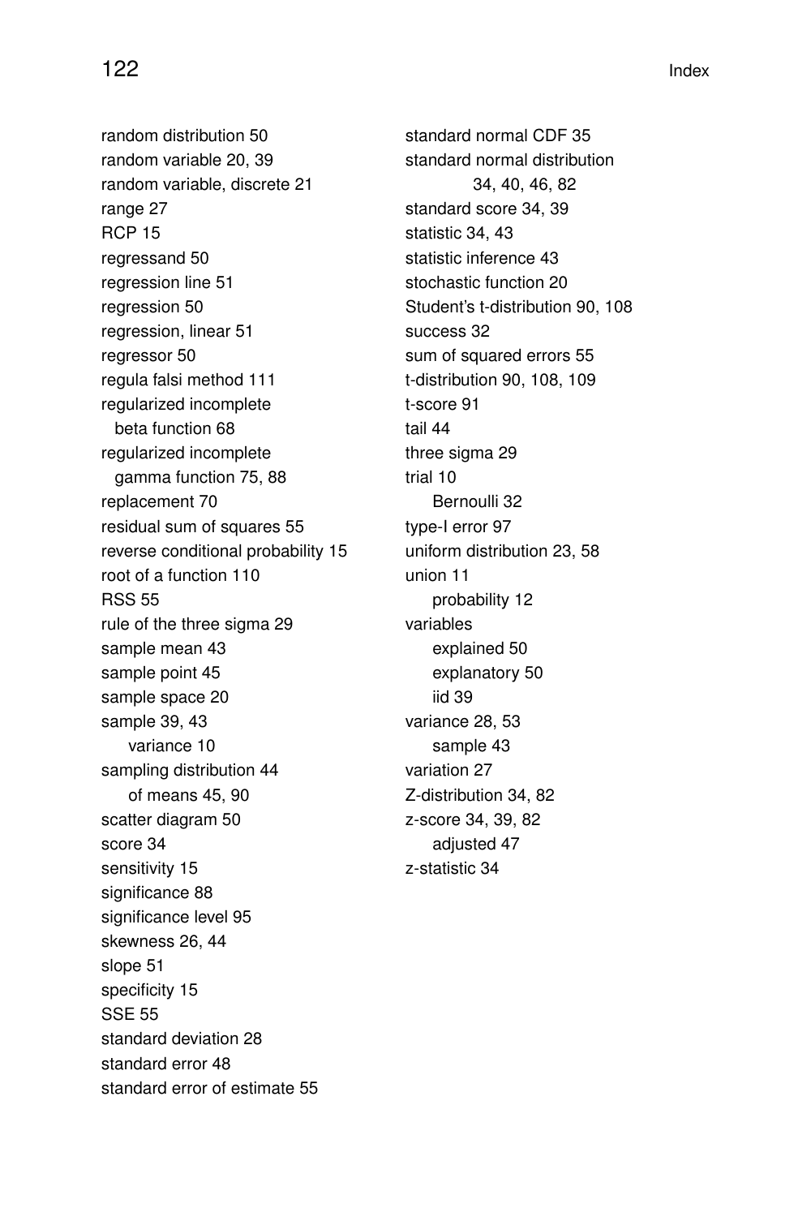random distribution 50
random variable 20, 39
random variable, discrete 21
range 27
RCP 15
regressand 50
regression line 51
regression 50
regression, linear 51
regressor 50
regula falsi method 111
regularized incomplete beta function 68
regularized incomplete gamma function 75, 88
replacement 70
residual sum of squares 55
reverse conditional probability 15
root of a function 110
RSS 55
rule of the three sigma 29
sample mean 43
sample point 45
sample space 20
sample 39, 43
- variance 10

sampling distribution 44
- of means 45, 90

scatter diagram 50
score 34
sensitivity 15
significance 88
significance level 95
skewness 26, 44
slope 51
specificity 15
SSE 55
standard deviation 28
standard error 48
standard error of estimate 55
standard normal CDF 35
standard normal distribution 34, 40, 46, 82
standard score 34, 39
statistic 34, 43
statistic inference 43
stochastic function 20
Student's t-distribution 90, 108
success 32
sum of squared errors 55
t-distribution 90, 108, 109
t-score 91
tail 44
three sigma 29
trial 10
- Bernoulli 32

type-I error 97
uniform distribution 23, 58
union 11
- probability 12

variables
- explained 50
- explanatory 50
- iid 39

variance 28, 53
- sample 43

variation 27
Z-distribution 34, 82
z-score 34, 39, 82
- adjusted 47

z-statistic 34